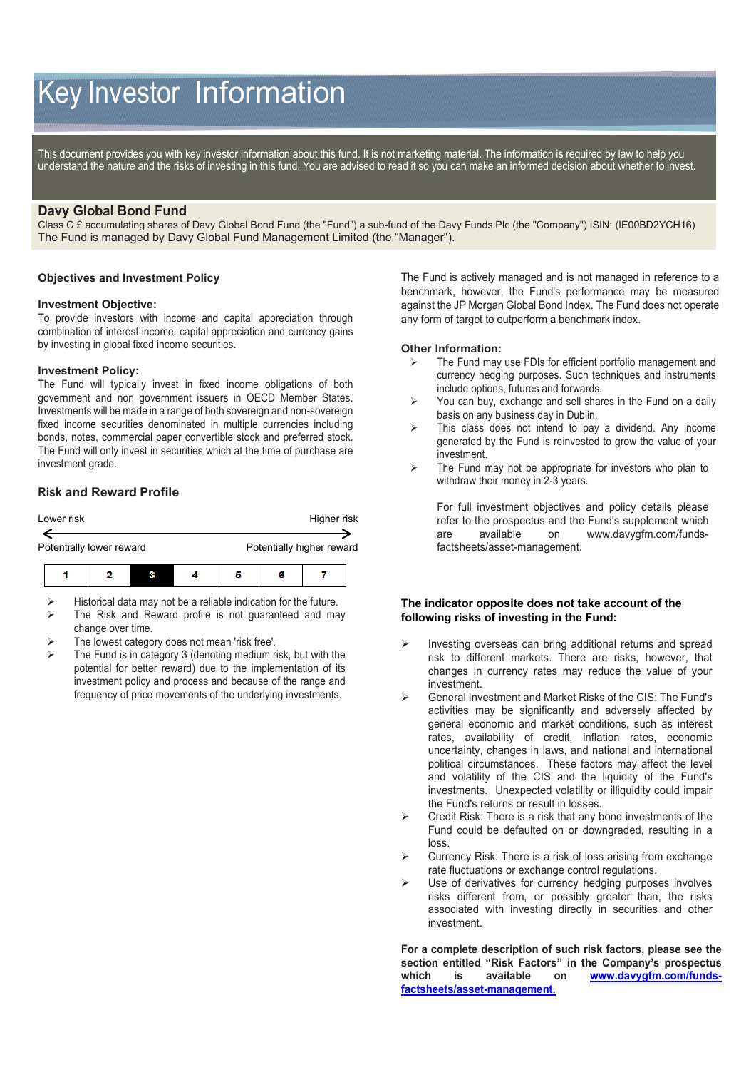# Key Investor Information

This document provides you with key investor information about this fund. It is not marketing material. The information is required by law to help you understand the nature and the risks of investing in this fund. You are advised to read it so you can make an informed decision about whether to invest.

## Davy Global Bond Fund

Class C £ accumulating shares of Davy Global Bond Fund (the "Fund") a sub-fund of the Davy Funds Plc (the "Company") ISIN: (IE00BD2YCH16)
The Fund is managed by Davy Global Fund Management Limited (the "Manager").

### Objectives and Investment Policy

**Investment Objective:**
To provide investors with income and capital appreciation through combination of interest income, capital appreciation and currency gains by investing in global fixed income securities.

**Investment Policy:**
The Fund will typically invest in fixed income obligations of both government and non government issuers in OECD Member States. Investments will be made in a range of both sovereign and non-sovereign fixed income securities denominated in multiple currencies including bonds, notes, commercial paper convertible stock and preferred stock. The Fund will only invest in securities which at the time of purchase are investment grade.

The Fund is actively managed and is not managed in reference to a benchmark, however, the Fund's performance may be measured against the JP Morgan Global Bond Index. The Fund does not operate any form of target to outperform a benchmark index.

**Other Information:**

- The Fund may use FDIs for efficient portfolio management and currency hedging purposes. Such techniques and instruments include options, futures and forwards.
- You can buy, exchange and sell shares in the Fund on a daily basis on any business day in Dublin.
- This class does not intend to pay a dividend. Any income generated by the Fund is reinvested to grow the value of your investment.
- The Fund may not be appropriate for investors who plan to withdraw their money in 2-3 years.

For full investment objectives and policy details please refer to the prospectus and the Fund's supplement which are available on www.davygfm.com/funds-factsheets/asset-management.

### Risk and Reward Profile

Lower risk — Higher risk

Potentially lower reward — Potentially higher reward

| 1 | 2 | 3 | 4 | 5 | 6 | 7 |
|---|---|---|---|---|---|---|

- Historical data may not be a reliable indication for the future.
- The Risk and Reward profile is not guaranteed and may change over time.
- The lowest category does not mean 'risk free'.
- The Fund is in category 3 (denoting medium risk, but with the potential for better reward) due to the implementation of its investment policy and process and because of the range and frequency of price movements of the underlying investments.

**The indicator opposite does not take account of the following risks of investing in the Fund:**

- Investing overseas can bring additional returns and spread risk to different markets. There are risks, however, that changes in currency rates may reduce the value of your investment.
- General Investment and Market Risks of the CIS: The Fund's activities may be significantly and adversely affected by general economic and market conditions, such as interest rates, availability of credit, inflation rates, economic uncertainty, changes in laws, and national and international political circumstances. These factors may affect the level and volatility of the CIS and the liquidity of the Fund's investments. Unexpected volatility or illiquidity could impair the Fund's returns or result in losses.
- Credit Risk: There is a risk that any bond investments of the Fund could be defaulted on or downgraded, resulting in a loss.
- Currency Risk: There is a risk of loss arising from exchange rate fluctuations or exchange control regulations.
- Use of derivatives for currency hedging purposes involves risks different from, or possibly greater than, the risks associated with investing directly in securities and other investment.

**For a complete description of such risk factors, please see the section entitled "Risk Factors" in the Company's prospectus which is available on www.davygfm.com/funds-factsheets/asset-management.**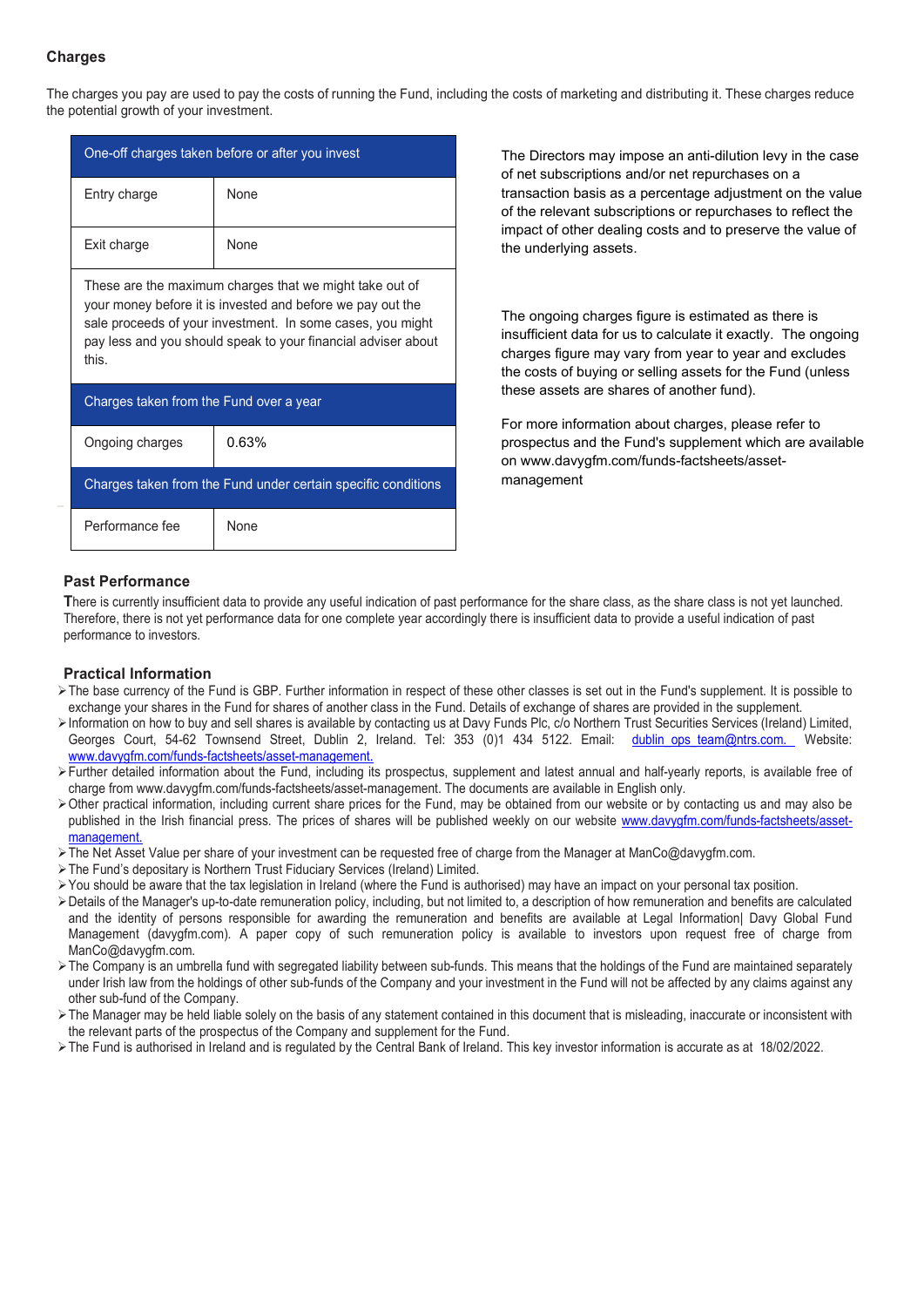## Charges

The charges you pay are used to pay the costs of running the Fund, including the costs of marketing and distributing it. These charges reduce the potential growth of your investment.

| One-off charges taken before or after you invest | |
|---|---|
| Entry charge | None |
| Exit charge | None |
| These are the maximum charges that we might take out of your money before it is invested and before we pay out the sale proceeds of your investment. In some cases, you might pay less and you should speak to your financial adviser about this. | |
| **Charges taken from the Fund over a year** | |
| Ongoing charges | 0.63% |
| **Charges taken from the Fund under certain specific conditions** | |
| Performance fee | None |

The Directors may impose an anti-dilution levy in the case of net subscriptions and/or net repurchases on a transaction basis as a percentage adjustment on the value of the relevant subscriptions or repurchases to reflect the impact of other dealing costs and to preserve the value of the underlying assets.

The ongoing charges figure is estimated as there is insufficient data for us to calculate it exactly. The ongoing charges figure may vary from year to year and excludes the costs of buying or selling assets for the Fund (unless these assets are shares of another fund).

For more information about charges, please refer to prospectus and the Fund's supplement which are available on www.davygfm.com/funds-factsheets/asset-management

## Past Performance

There is currently insufficient data to provide any useful indication of past performance for the share class, as the share class is not yet launched. Therefore, there is not yet performance data for one complete year accordingly there is insufficient data to provide a useful indication of past performance to investors.

## Practical Information

- The base currency of the Fund is GBP. Further information in respect of these other classes is set out in the Fund's supplement. It is possible to exchange your shares in the Fund for shares of another class in the Fund. Details of exchange of shares are provided in the supplement.
- Information on how to buy and sell shares is available by contacting us at Davy Funds Plc, c/o Northern Trust Securities Services (Ireland) Limited, Georges Court, 54-62 Townsend Street, Dublin 2, Ireland. Tel: 353 (0)1 434 5122. Email: dublin_ops_team@ntrs.com. Website: www.davygfm.com/funds-factsheets/asset-management.
- Further detailed information about the Fund, including its prospectus, supplement and latest annual and half-yearly reports, is available free of charge from www.davygfm.com/funds-factsheets/asset-management. The documents are available in English only.
- Other practical information, including current share prices for the Fund, may be obtained from our website or by contacting us and may also be published in the Irish financial press. The prices of shares will be published weekly on our website www.davygfm.com/funds-factsheets/asset-management.
- The Net Asset Value per share of your investment can be requested free of charge from the Manager at ManCo@davygfm.com.
- The Fund's depositary is Northern Trust Fiduciary Services (Ireland) Limited.
- You should be aware that the tax legislation in Ireland (where the Fund is authorised) may have an impact on your personal tax position.
- Details of the Manager's up-to-date remuneration policy, including, but not limited to, a description of how remuneration and benefits are calculated and the identity of persons responsible for awarding the remuneration and benefits are available at Legal Information| Davy Global Fund Management (davygfm.com). A paper copy of such remuneration policy is available to investors upon request free of charge from ManCo@davygfm.com.
- The Company is an umbrella fund with segregated liability between sub-funds. This means that the holdings of the Fund are maintained separately under Irish law from the holdings of other sub-funds of the Company and your investment in the Fund will not be affected by any claims against any other sub-fund of the Company.
- The Manager may be held liable solely on the basis of any statement contained in this document that is misleading, inaccurate or inconsistent with the relevant parts of the prospectus of the Company and supplement for the Fund.
- The Fund is authorised in Ireland and is regulated by the Central Bank of Ireland. This key investor information is accurate as at 18/02/2022.